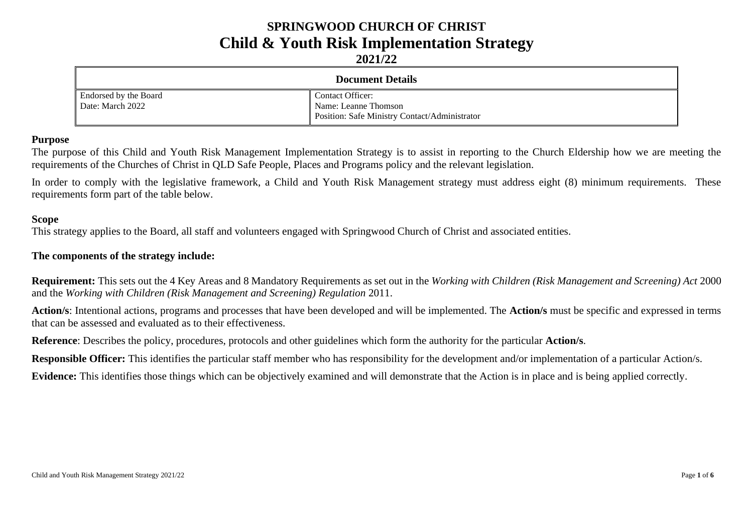# SPRINGWOOD CHURCH OF CHRIST
# Child & Youth Risk Implementation Strategy
## 2021/22

| Document Details | |
|---|---|
| Endorsed by the Board<br>Date: March 2022 | Contact Officer:<br>Name: Leanne Thomson<br>Position: Safe Ministry Contact/Administrator |

### Purpose

The purpose of this Child and Youth Risk Management Implementation Strategy is to assist in reporting to the Church Eldership how we are meeting the requirements of the Churches of Christ in QLD Safe People, Places and Programs policy and the relevant legislation.

In order to comply with the legislative framework, a Child and Youth Risk Management strategy must address eight (8) minimum requirements. These requirements form part of the table below.

### Scope

This strategy applies to the Board, all staff and volunteers engaged with Springwood Church of Christ and associated entities.

### The components of the strategy include:

**Requirement:** This sets out the 4 Key Areas and 8 Mandatory Requirements as set out in the *Working with Children (Risk Management and Screening) Act* 2000 and the *Working with Children (Risk Management and Screening) Regulation* 2011.

**Action/s**: Intentional actions, programs and processes that have been developed and will be implemented. The **Action/s** must be specific and expressed in terms that can be assessed and evaluated as to their effectiveness.

**Reference**: Describes the policy, procedures, protocols and other guidelines which form the authority for the particular **Action/s**.

**Responsible Officer:** This identifies the particular staff member who has responsibility for the development and/or implementation of a particular Action/s.

**Evidence:** This identifies those things which can be objectively examined and will demonstrate that the Action is in place and is being applied correctly.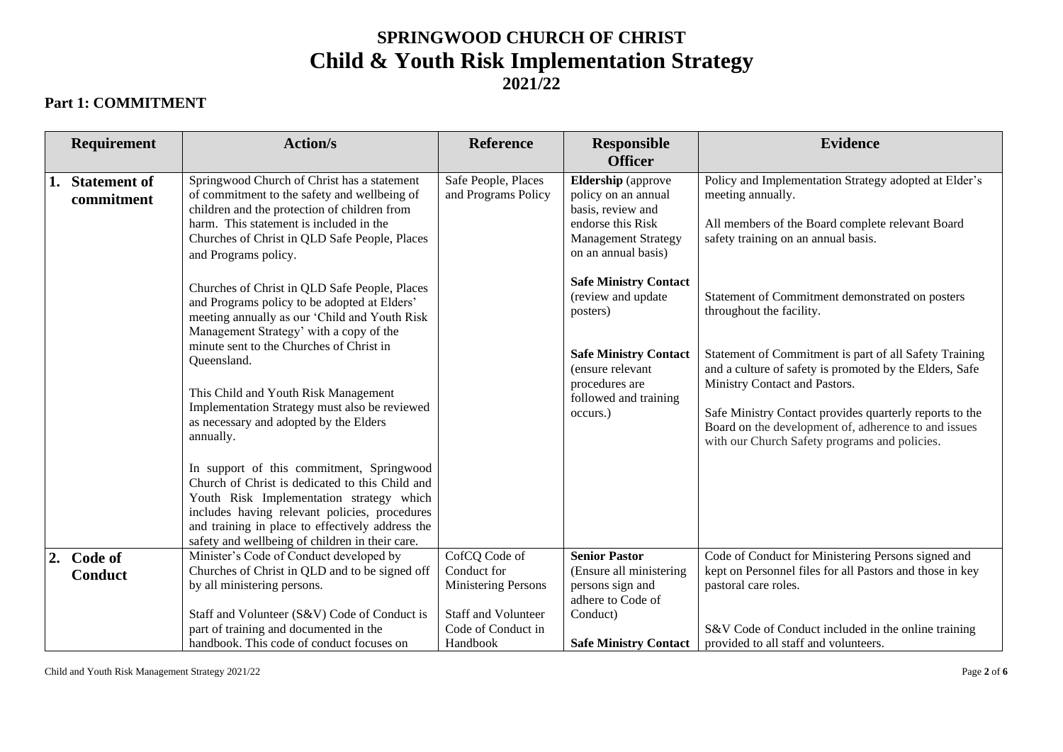# SPRINGWOOD CHURCH OF CHRIST
# Child & Youth Risk Implementation Strategy
# 2021/22

## Part 1: COMMITMENT

| Requirement | Action/s | Reference | Responsible Officer | Evidence |
|---|---|---|---|---|
| **1. Statement of commitment** | Springwood Church of Christ has a statement of commitment to the safety and wellbeing of children and the protection of children from harm. This statement is included in the Churches of Christ in QLD Safe People, Places and Programs policy.<br><br>Churches of Christ in QLD Safe People, Places and Programs policy to be adopted at Elders' meeting annually as our 'Child and Youth Risk Management Strategy' with a copy of the minute sent to the Churches of Christ in Queensland.<br><br>This Child and Youth Risk Management Implementation Strategy must also be reviewed as necessary and adopted by the Elders annually.<br><br>In support of this commitment, Springwood Church of Christ is dedicated to this Child and Youth Risk Implementation strategy which includes having relevant policies, procedures and training in place to effectively address the safety and wellbeing of children in their care. | Safe People, Places and Programs Policy | **Eldership** (approve policy on an annual basis, review and endorse this Risk Management Strategy on an annual basis)<br><br>**Safe Ministry Contact** (review and update posters)<br><br>**Safe Ministry Contact** (ensure relevant procedures are followed and training occurs.) | Policy and Implementation Strategy adopted at Elder's meeting annually.<br><br>All members of the Board complete relevant Board safety training on an annual basis.<br><br>Statement of Commitment demonstrated on posters throughout the facility.<br><br>Statement of Commitment is part of all Safety Training and a culture of safety is promoted by the Elders, Safe Ministry Contact and Pastors.<br><br>Safe Ministry Contact provides quarterly reports to the Board on the development of, adherence to and issues with our Church Safety programs and policies. |
| **2. Code of Conduct** | Minister's Code of Conduct developed by Churches of Christ in QLD and to be signed off by all ministering persons.<br><br>Staff and Volunteer (S&V) Code of Conduct is part of training and documented in the handbook. This code of conduct focuses on | CofCQ Code of Conduct for Ministering Persons<br><br>Staff and Volunteer Code of Conduct in Handbook | **Senior Pastor** (Ensure all ministering persons sign and adhere to Code of Conduct)<br><br>**Safe Ministry Contact** | Code of Conduct for Ministering Persons signed and kept on Personnel files for all Pastors and those in key pastoral care roles.<br><br>S&V Code of Conduct included in the online training provided to all staff and volunteers. |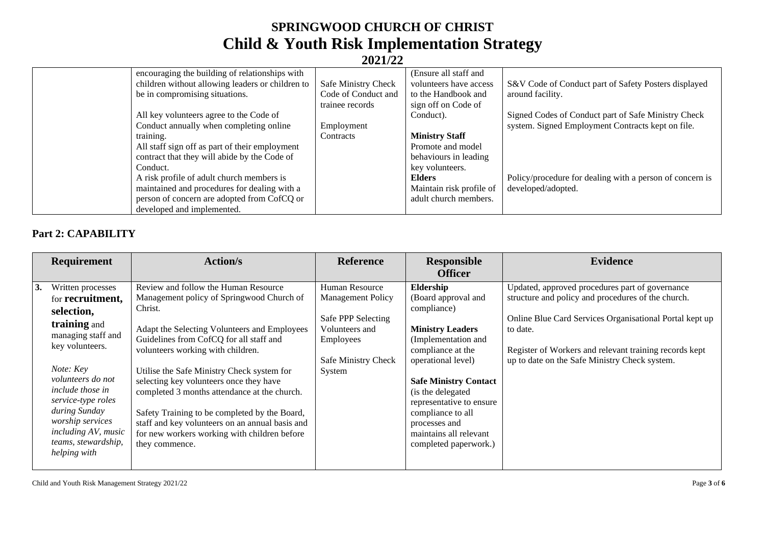# SPRINGWOOD CHURCH OF CHRIST
# Child & Youth Risk Implementation Strategy
## 2021/22

| | | | | |
|---|---|---|---|---|
| | encouraging the building of relationships with children without allowing leaders or children to be in compromising situations.<br><br>All key volunteers agree to the Code of Conduct annually when completing online training.<br>All staff sign off as part of their employment contract that they will abide by the Code of Conduct.<br>A risk profile of adult church members is maintained and procedures for dealing with a person of concern are adopted from CofCQ or developed and implemented. | Safe Ministry Check Code of Conduct and trainee records<br><br>Employment Contracts | (Ensure all staff and volunteers have access to the Handbook and sign off on Code of Conduct).<br><br>**Ministry Staff**<br>Promote and model behaviours in leading key volunteers.<br>**Elders**<br>Maintain risk profile of adult church members. | S&V Code of Conduct part of Safety Posters displayed around facility.<br><br>Signed Codes of Conduct part of Safe Ministry Check system. Signed Employment Contracts kept on file.<br><br>Policy/procedure for dealing with a person of concern is developed/adopted. |

## Part 2: CAPABILITY

| Requirement | Action/s | Reference | Responsible Officer | Evidence |
|---|---|---|---|---|
| **3.** Written processes for **recruitment, selection, training** and managing staff and key volunteers.<br><br>*Note: Key volunteers do not include those in service-type roles during Sunday worship services including AV, music teams, stewardship, helping with* | Review and follow the Human Resource Management policy of Springwood Church of Christ.<br><br>Adapt the Selecting Volunteers and Employees Guidelines from CofCQ for all staff and volunteers working with children.<br><br>Utilise the Safe Ministry Check system for selecting key volunteers once they have completed 3 months attendance at the church.<br><br>Safety Training to be completed by the Board, staff and key volunteers on an annual basis and for new workers working with children before they commence. | Human Resource Management Policy<br><br>Safe PPP Selecting Volunteers and Employees<br><br>Safe Ministry Check System | **Eldership**<br>(Board approval and compliance)<br><br>**Ministry Leaders**<br>(Implementation and compliance at the operational level)<br><br>**Safe Ministry Contact**<br>(is the delegated representative to ensure compliance to all processes and maintains all relevant completed paperwork.) | Updated, approved procedures part of governance structure and policy and procedures of the church.<br><br>Online Blue Card Services Organisational Portal kept up to date.<br><br>Register of Workers and relevant training records kept up to date on the Safe Ministry Check system. |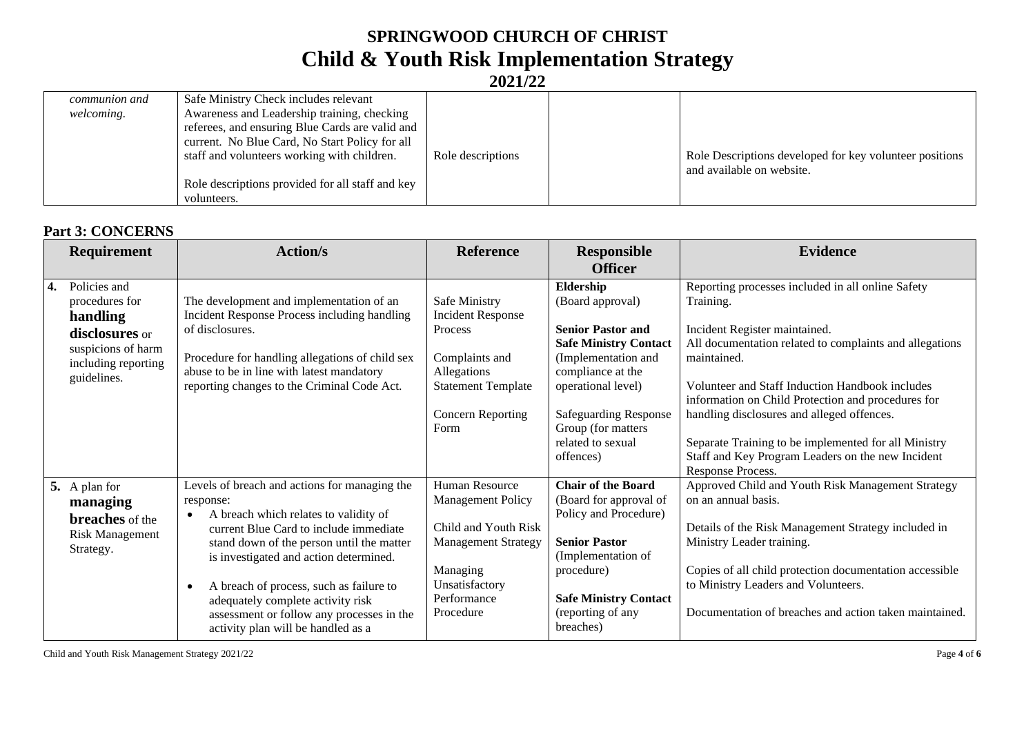# SPRINGWOOD CHURCH OF CHRIST
# Child & Youth Risk Implementation Strategy
## 2021/22

| | | | | |
|---|---|---|---|---|
| *communion and welcoming.* | Safe Ministry Check includes relevant Awareness and Leadership training, checking referees, and ensuring Blue Cards are valid and current. No Blue Card, No Start Policy for all staff and volunteers working with children.<br><br>Role descriptions provided for all staff and key volunteers. | Role descriptions | | Role Descriptions developed for key volunteer positions and available on website. |

## Part 3: CONCERNS

| Requirement | Action/s | Reference | Responsible Officer | Evidence |
|---|---|---|---|---|
| **4.** Policies and procedures for **handling disclosures** or suspicions of harm including reporting guidelines. | The development and implementation of an Incident Response Process including handling of disclosures.<br><br>Procedure for handling allegations of child sex abuse to be in line with latest mandatory reporting changes to the Criminal Code Act. | Safe Ministry Incident Response Process<br><br>Complaints and Allegations Statement Template<br><br>Concern Reporting Form | **Eldership** (Board approval)<br><br>**Senior Pastor and Safe Ministry Contact** (Implementation and compliance at the operational level)<br><br>Safeguarding Response Group (for matters related to sexual offences) | Reporting processes included in all online Safety Training.<br><br>Incident Register maintained.<br>All documentation related to complaints and allegations maintained.<br><br>Volunteer and Staff Induction Handbook includes information on Child Protection and procedures for handling disclosures and alleged offences.<br><br>Separate Training to be implemented for all Ministry Staff and Key Program Leaders on the new Incident Response Process. |
| **5.** A plan for **managing breaches** of the Risk Management Strategy. | Levels of breach and actions for managing the response:<br>• A breach which relates to validity of current Blue Card to include immediate stand down of the person until the matter is investigated and action determined.<br><br>• A breach of process, such as failure to adequately complete activity risk assessment or follow any processes in the activity plan will be handled as a | Human Resource Management Policy<br><br>Child and Youth Risk Management Strategy<br><br>Managing Unsatisfactory Performance Procedure | **Chair of the Board** (Board for approval of Policy and Procedure)<br><br>**Senior Pastor** (Implementation of procedure)<br><br>**Safe Ministry Contact** (reporting of any breaches) | Approved Child and Youth Risk Management Strategy on an annual basis.<br><br>Details of the Risk Management Strategy included in Ministry Leader training.<br><br>Copies of all child protection documentation accessible to Ministry Leaders and Volunteers.<br><br>Documentation of breaches and action taken maintained. |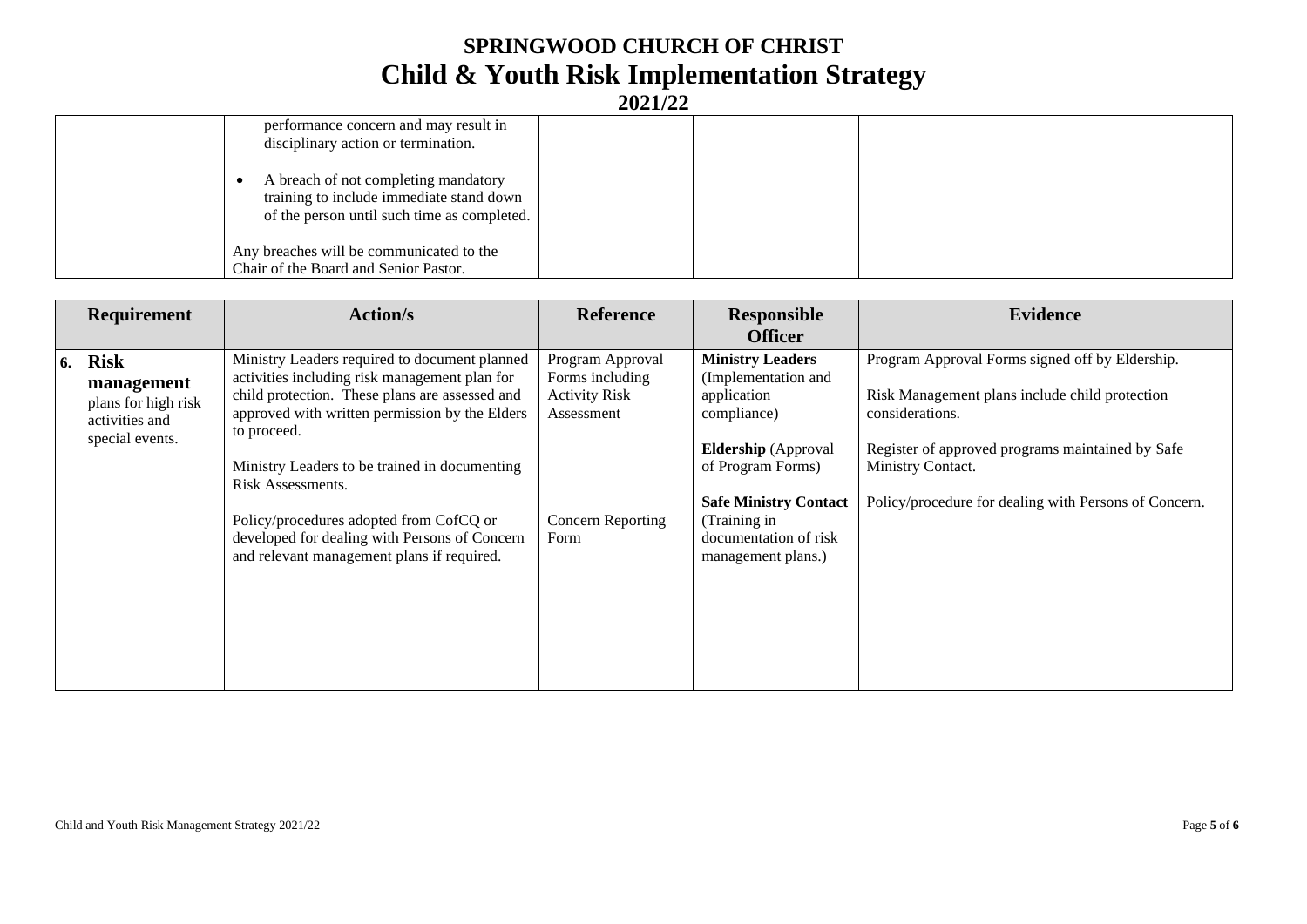# SPRINGWOOD CHURCH OF CHRIST
# Child & Youth Risk Implementation Strategy
## 2021/22

| | | | | |
|---|---|---|---|---|
| | performance concern and may result in disciplinary action or termination.<br><br>• A breach of not completing mandatory training to include immediate stand down of the person until such time as completed.<br><br>Any breaches will be communicated to the Chair of the Board and Senior Pastor. | | | |

| Requirement | Action/s | Reference | Responsible Officer | Evidence |
|---|---|---|---|---|
| **6. Risk management** plans for high risk activities and special events. | Ministry Leaders required to document planned activities including risk management plan for child protection. These plans are assessed and approved with written permission by the Elders to proceed.<br><br>Ministry Leaders to be trained in documenting Risk Assessments.<br><br>Policy/procedures adopted from CofCQ or developed for dealing with Persons of Concern and relevant management plans if required. | Program Approval Forms including Activity Risk Assessment<br><br>Concern Reporting Form | **Ministry Leaders** (Implementation and application compliance)<br><br>**Eldership** (Approval of Program Forms)<br><br>**Safe Ministry Contact** (Training in documentation of risk management plans.) | Program Approval Forms signed off by Eldership.<br><br>Risk Management plans include child protection considerations.<br><br>Register of approved programs maintained by Safe Ministry Contact.<br><br>Policy/procedure for dealing with Persons of Concern. |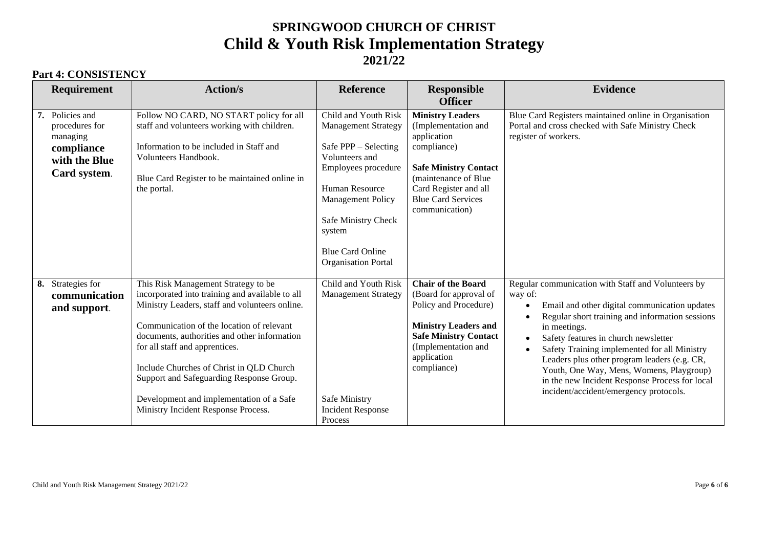# SPRINGWOOD CHURCH OF CHRIST
# Child & Youth Risk Implementation Strategy
## 2021/22

### Part 4: CONSISTENCY

| Requirement | Action/s | Reference | Responsible Officer | Evidence |
|---|---|---|---|---|
| **7.** Policies and procedures for managing **compliance with the Blue Card system**. | Follow NO CARD, NO START policy for all staff and volunteers working with children.<br><br>Information to be included in Staff and Volunteers Handbook.<br><br>Blue Card Register to be maintained online in the portal. | Child and Youth Risk Management Strategy<br><br>Safe PPP – Selecting Volunteers and Employees procedure<br><br>Human Resource Management Policy<br><br>Safe Ministry Check system<br><br>Blue Card Online Organisation Portal | **Ministry Leaders** (Implementation and application compliance)<br><br>**Safe Ministry Contact** (maintenance of Blue Card Register and all Blue Card Services communication) | Blue Card Registers maintained online in Organisation Portal and cross checked with Safe Ministry Check register of workers. |
| **8.** Strategies for **communication and support**. | This Risk Management Strategy to be incorporated into training and available to all Ministry Leaders, staff and volunteers online.<br><br>Communication of the location of relevant documents, authorities and other information for all staff and apprentices.<br><br>Include Churches of Christ in QLD Church Support and Safeguarding Response Group.<br><br>Development and implementation of a Safe Ministry Incident Response Process. | Child and Youth Risk Management Strategy<br><br>Safe Ministry Incident Response Process | **Chair of the Board** (Board for approval of Policy and Procedure)<br><br>**Ministry Leaders and Safe Ministry Contact** (Implementation and application compliance) | Regular communication with Staff and Volunteers by way of:<br>• Email and other digital communication updates<br>• Regular short training and information sessions in meetings.<br>• Safety features in church newsletter<br>• Safety Training implemented for all Ministry Leaders plus other program leaders (e.g. CR, Youth, One Way, Mens, Womens, Playgroup) in the new Incident Response Process for local incident/accident/emergency protocols. |